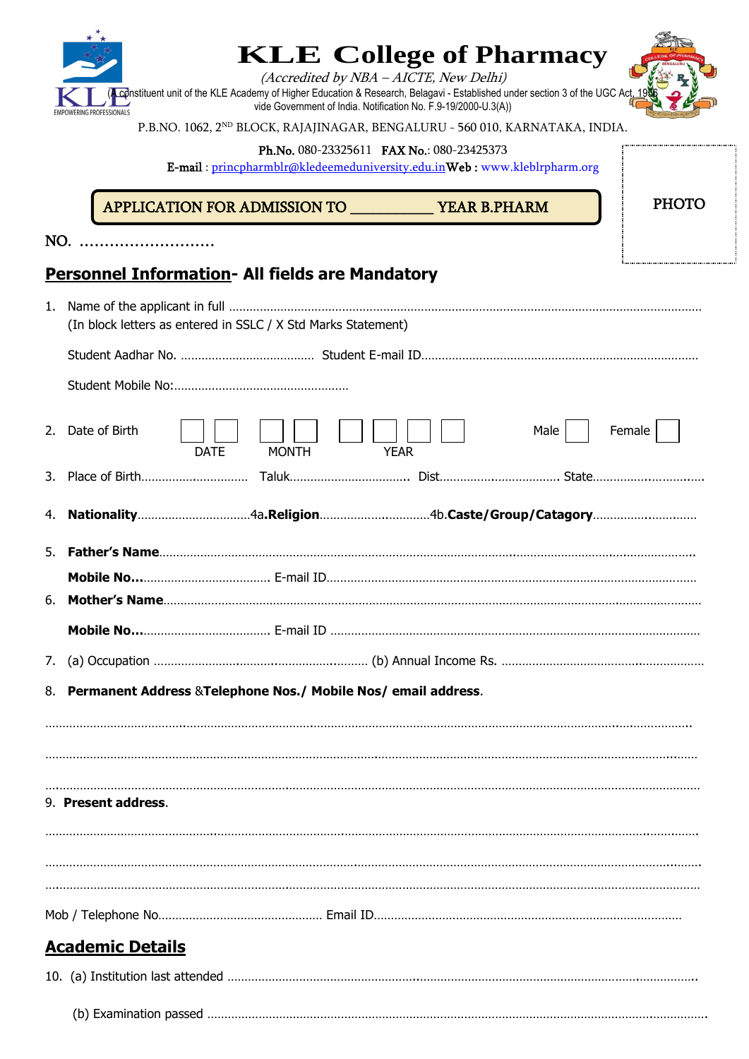# KLE College of Pharmacy

*(Accredited by NBA – AICTE, New Delhi)*

(A constituent unit of the KLE Academy of Higher Education & Research, Belagavi - Established under section 3 of the UGC Act, 1956 vide Government of India. Notification No. F.9-19/2000-U.3(A))

P.B.NO. 1062, 2ND BLOCK, RAJAJINAGAR, BENGALURU - 560 010, KARNATAKA, INDIA.

**Ph.No.** 080-23325611 **FAX No.**: 080-23425373

**E-mail** : princpharmblr@kledeemeduniversity.edu.in **Web :** www.kleblrpharm.org

PHOTO

**APPLICATION FOR ADMISSION TO __________ YEAR B.PHARM**

NO. ..........................

## Personnel Information- All fields are Mandatory

1. Name of the applicant in full ..........................................................................................................
   (In block letters as entered in SSLC / X Std Marks Statement)

   Student Aadhar No. ...................................... Student E-mail ID...............................................................................

   Student Mobile No:..................................................

2. Date of Birth ☐☐ DATE ☐☐ MONTH ☐☐☐☐ YEAR Male ☐ Female ☐

3. Place of Birth.............................. Taluk.................................. Dist.................................. State.................................

4. **Nationality**................................4a.**Religion**................................4b.**Caste/Group/Catagory**.............................

5. **Father's Name**.......................................................................................................................................

   **Mobile No...**..................................... E-mail ID..........................................................................................................

6. **Mother's Name**.....................................................................................................................................

   **Mobile No...**..................................... E-mail ID ..........................................................................................................

7. (a) Occupation ............................................................. (b) Annual Income Rs. ..........................................................

8. **Permanent Address** &**Telephone Nos./ Mobile Nos/ email address**.

.......................................................................................................................................................................................

.......................................................................................................................................................................................

.......................................................................................................................................................................................

9. **Present address**.

.......................................................................................................................................................................................

.......................................................................................................................................................................................

.......................................................................................................................................................................................

Mob / Telephone No............................................... Email ID........................................................................................

## Academic Details

10. (a) Institution last attended ..........................................................................................................................

    (b) Examination passed ...................................................................................................................................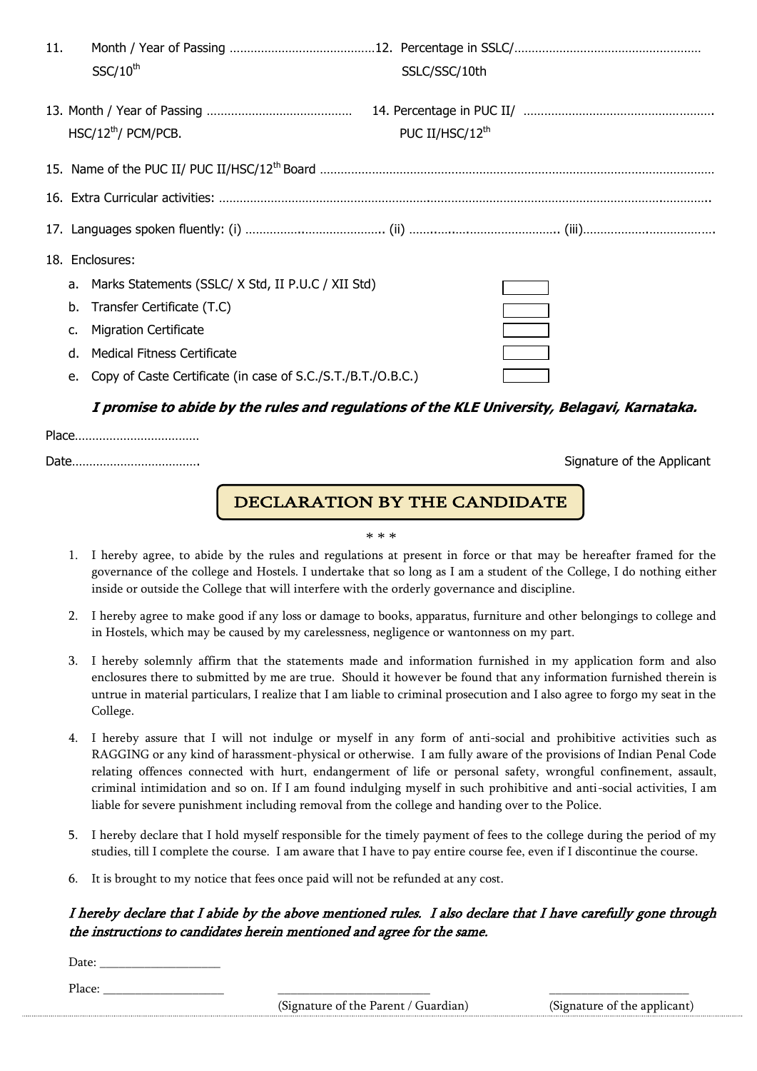11. Month / Year of Passing SSC/10th …………………………………… 12. Percentage in SSLC/ SSLC/SSC/10th ………………………………………………

13. Month / Year of Passing HSC/12th/ PCM/PCB. …………………………………… 14. Percentage in PUC II/ PUC II/HSC/12th ……………………………………………….

15. Name of the PUC II/ PUC II/HSC/12th Board ………………………………………………………………………………………………

16. Extra Curricular activities: ………………………………………………………………………………………………………………………..

17. Languages spoken fluently: (i) ………………………………….. (ii) ……………………………………. (iii)……………………………….

18. Enclosures:

   a. Marks Statements (SSLC/ X Std, II P.U.C / XII Std) ☐
   b. Transfer Certificate (T.C) ☐
   c. Migration Certificate ☐
   d. Medical Fitness Certificate ☐
   e. Copy of Caste Certificate (in case of S.C./S.T./B.T./O.B.C.) ☐

***I promise to abide by the rules and regulations of the KLE University, Belagavi, Karnataka.***

Place………………………………

Date………………………………. Signature of the Applicant

## DECLARATION BY THE CANDIDATE

* * *

1. I hereby agree, to abide by the rules and regulations at present in force or that may be hereafter framed for the governance of the college and Hostels. I undertake that so long as I am a student of the College, I do nothing either inside or outside the College that will interfere with the orderly governance and discipline.
2. I hereby agree to make good if any loss or damage to books, apparatus, furniture and other belongings to college and in Hostels, which may be caused by my carelessness, negligence or wantonness on my part.
3. I hereby solemnly affirm that the statements made and information furnished in my application form and also enclosures there to submitted by me are true. Should it however be found that any information furnished therein is untrue in material particulars, I realize that I am liable to criminal prosecution and I also agree to forgo my seat in the College.
4. I hereby assure that I will not indulge or myself in any form of anti-social and prohibitive activities such as RAGGING or any kind of harassment-physical or otherwise. I am fully aware of the provisions of Indian Penal Code relating offences connected with hurt, endangerment of life or personal safety, wrongful confinement, assault, criminal intimidation and so on. If I am found indulging myself in such prohibitive and anti-social activities, I am liable for severe punishment including removal from the college and handing over to the Police.
5. I hereby declare that I hold myself responsible for the timely payment of fees to the college during the period of my studies, till I complete the course. I am aware that I have to pay entire course fee, even if I discontinue the course.
6. It is brought to my notice that fees once paid will not be refunded at any cost.

***I hereby declare that I abide by the above mentioned rules. I also declare that I have carefully gone through the instructions to candidates herein mentioned and agree for the same.***

Date: ____________________

Place: ____________________

____________________________ (Signature of the Parent / Guardian)

____________________________ (Signature of the applicant)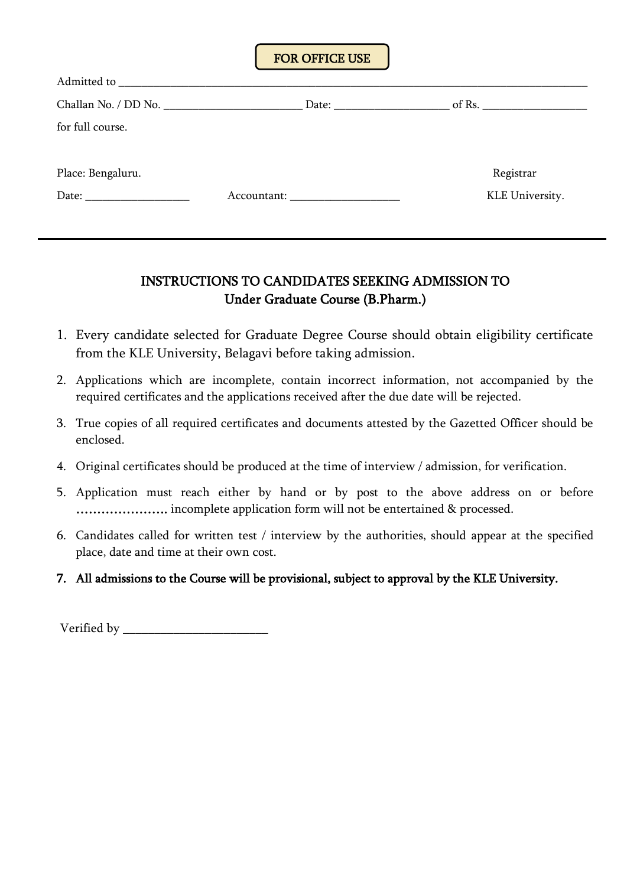**FOR OFFICE USE**

Admitted to ______________________________________________________________________________

Challan No. / DD No. ________________________ Date: ____________________ of Rs. __________________

for full course.

Place: Bengaluru. Registrar

Date: __________________ Accountant: ___________________ KLE University.

---

## INSTRUCTIONS TO CANDIDATES SEEKING ADMISSION TO Under Graduate Course (B.Pharm.)

1. Every candidate selected for Graduate Degree Course should obtain eligibility certificate from the KLE University, Belagavi before taking admission.
2. Applications which are incomplete, contain incorrect information, not accompanied by the required certificates and the applications received after the due date will be rejected.
3. True copies of all required certificates and documents attested by the Gazetted Officer should be enclosed.
4. Original certificates should be produced at the time of interview / admission, for verification.
5. Application must reach either by hand or by post to the above address on or before …………………. incomplete application form will not be entertained & processed.
6. Candidates called for written test / interview by the authorities, should appear at the specified place, date and time at their own cost.
7. **All admissions to the Course will be provisional, subject to approval by the KLE University.**

Verified by _______________________